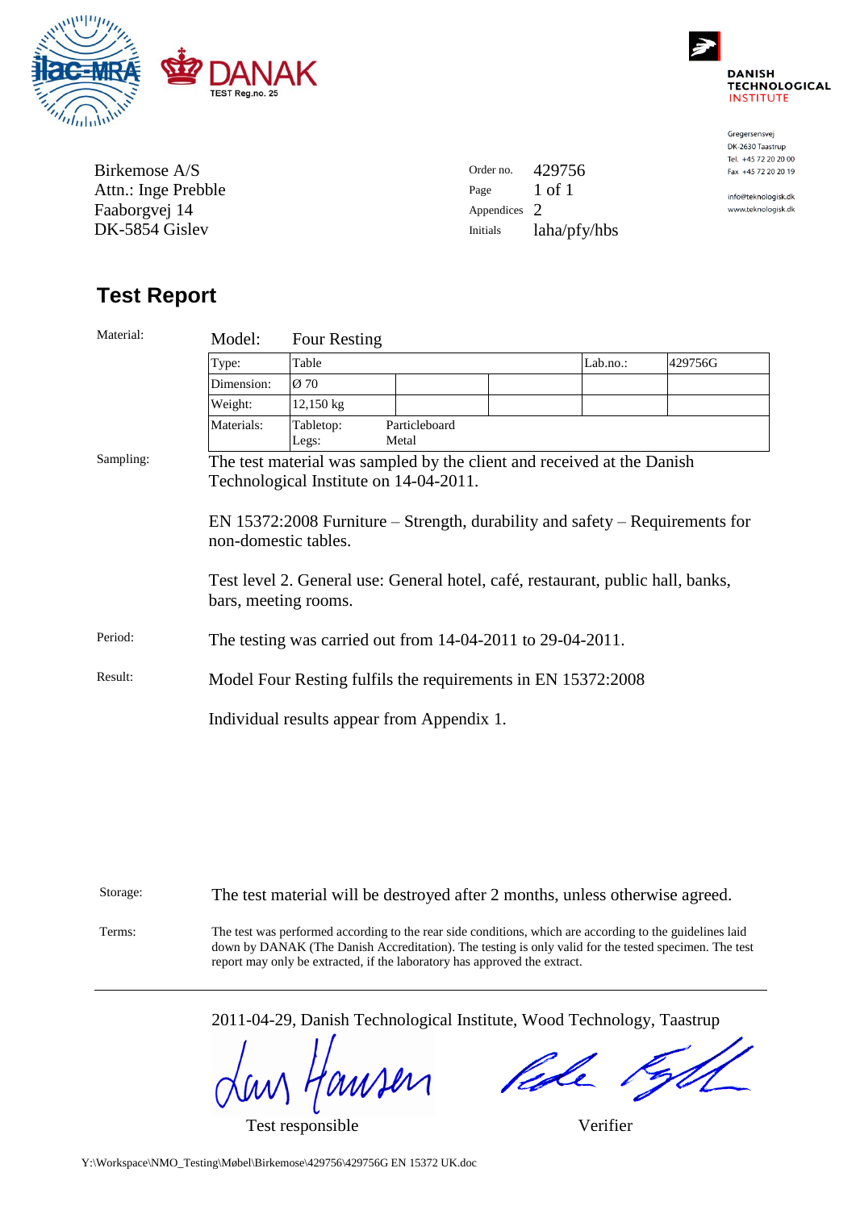DANISH TECHNOLOGICAL INSTITUTE

DANAK TEST Reg.no. 25

Gregersensvej
DK-2630 Taastrup
Tel. +45 72 20 20 00
Fax +45 72 20 20 19

info@teknologisk.dk
www.teknologisk.dk

Birkemose A/S
Attn.: Inge Prebble
Faaborgvej 14
DK-5854 Gislev

| | |
|---|---|
| Order no. | 429756 |
| Page | 1 of 1 |
| Appendices | 2 |
| Initials | laha/pfy/hbs |

# Test Report

**Material:**

Model: Four Resting

| Type: | Table | | | Lab.no.: | 429756G |
|---|---|---|---|---|---|
| Dimension: | Ø 70 | | | | |
| Weight: | 12,150 kg | | | | |
| Materials: | Tabletop: Legs: | Particleboard Metal | | | |

**Sampling:** The test material was sampled by the client and received at the Danish Technological Institute on 14-04-2011.

EN 15372:2008 Furniture – Strength, durability and safety – Requirements for non-domestic tables.

Test level 2. General use: General hotel, café, restaurant, public hall, banks, bars, meeting rooms.

**Period:** The testing was carried out from 14-04-2011 to 29-04-2011.

**Result:** Model Four Resting fulfils the requirements in EN 15372:2008

Individual results appear from Appendix 1.

**Storage:** The test material will be destroyed after 2 months, unless otherwise agreed.

**Terms:** The test was performed according to the rear side conditions, which are according to the guidelines laid down by DANAK (The Danish Accreditation). The testing is only valid for the tested specimen. The test report may only be extracted, if the laboratory has approved the extract.

---

2011-04-29, Danish Technological Institute, Wood Technology, Taastrup

Test responsible — Verifier

Y:\Workspace\NMO_Testing\Møbel\Birkemose\429756\429756G EN 15372 UK.doc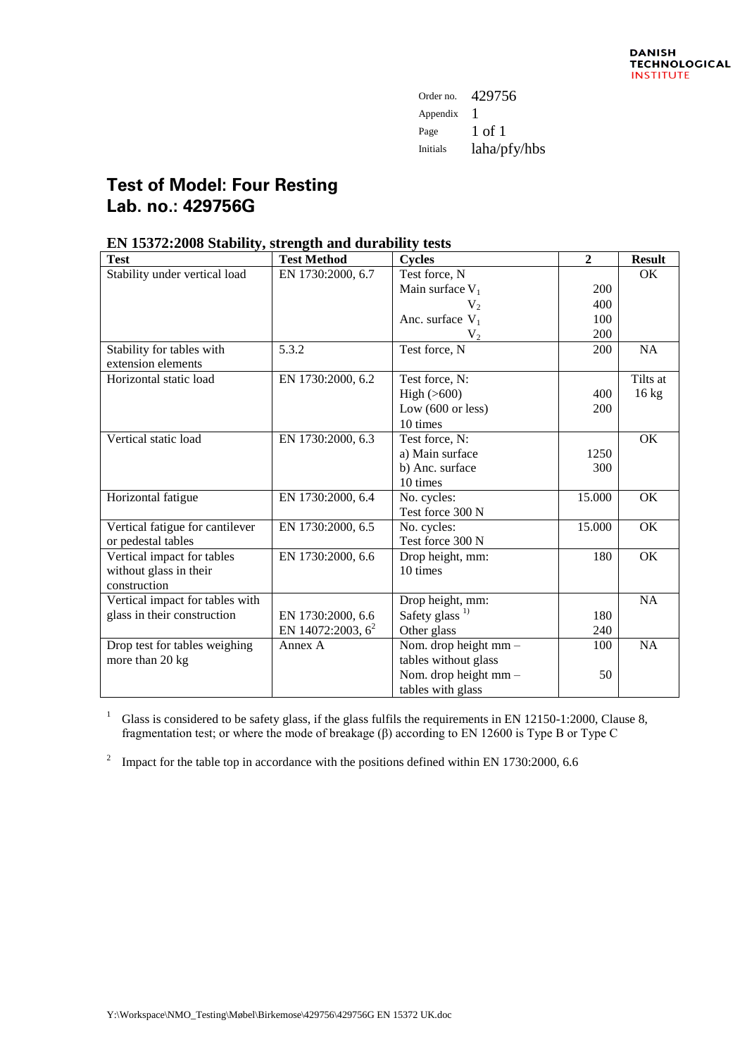Order no. 429756
Appendix 1
Initials laha/pfy/hbs

# Test of Model: Four Resting
# Lab. no.: 429756G

## EN 15372:2008 Stability, strength and durability tests

| Test | Test Method | Cycles | 2 | Result |
|---|---|---|---|---|
| Stability under vertical load | EN 1730:2000, 6.7 | Test force, N<br>Main surface $V_1$<br>$V_2$<br>Anc. surface $V_1$<br>$V_2$ | <br>200<br>400<br>100<br>200 | OK |
| Stability for tables with extension elements | 5.3.2 | Test force, N | 200 | NA |
| Horizontal static load | EN 1730:2000, 6.2 | Test force, N:<br>High (>600)<br>Low (600 or less)<br>10 times | <br>400<br>200 | Tilts at 16 kg |
| Vertical static load | EN 1730:2000, 6.3 | Test force, N:<br>a) Main surface<br>b) Anc. surface<br>10 times | <br>1250<br>300 | OK |
| Horizontal fatigue | EN 1730:2000, 6.4 | No. cycles:<br>Test force 300 N | 15.000 | OK |
| Vertical fatigue for cantilever or pedestal tables | EN 1730:2000, 6.5 | No. cycles:<br>Test force 300 N | 15.000 | OK |
| Vertical impact for tables without glass in their construction | EN 1730:2000, 6.6 | Drop height, mm:<br>10 times | 180 | OK |
| Vertical impact for tables with glass in their construction | <br>EN 1730:2000, 6.6<br>EN 14072:2003, 6[2] | Drop height, mm:<br>Safety glass [1)]<br>Other glass | <br>180<br>240 | NA |
| Drop test for tables weighing more than 20 kg | Annex A | Nom. drop height mm – tables without glass<br>Nom. drop height mm – tables with glass | 100<br><br>50 | NA |

[1] Glass is considered to be safety glass, if the glass fulfils the requirements in EN 12150-1:2000, Clause 8, fragmentation test; or where the mode of breakage (β) according to EN 12600 is Type B or Type C

[2] Impact for the table top in accordance with the positions defined within EN 1730:2000, 6.6

Y:\Workspace\NMO_Testing\Møbel\Birkemose\429756\429756G EN 15372 UK.doc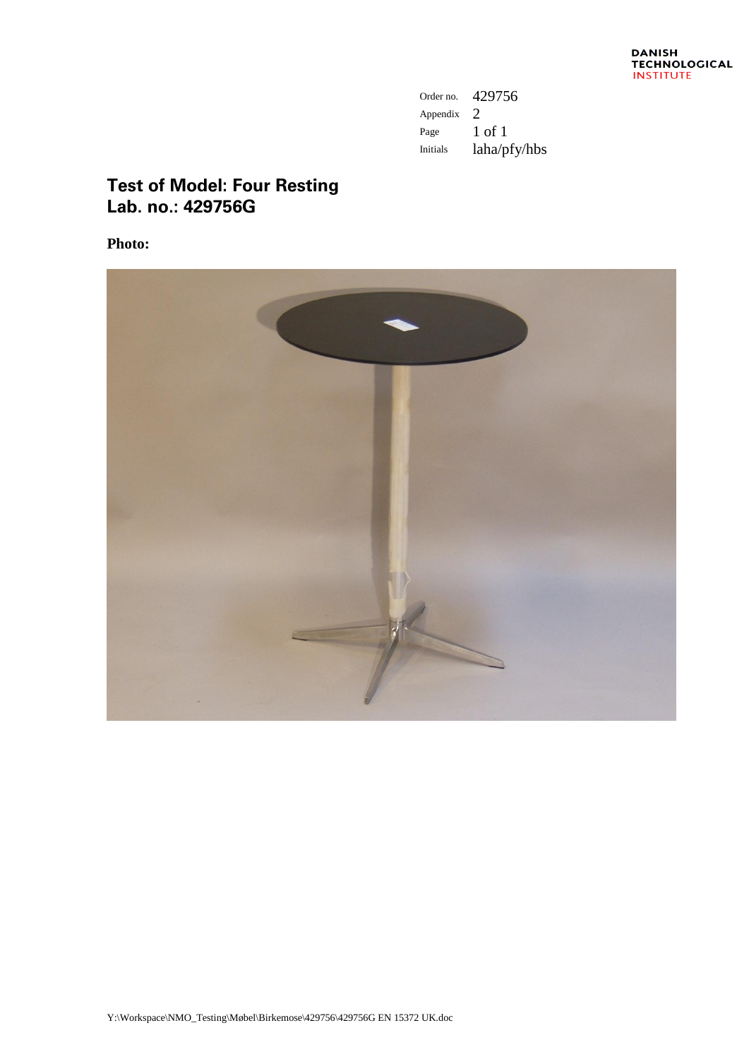| Order no. | 429756 |
|---|---|
| Appendix | 2 |
| Page | 1 of 1 |
| Initials | laha/pfy/hbs |

## Test of Model: Four Resting
## Lab. no.: 429756G

**Photo:**

Y:\Workspace\NMO_Testing\Møbel\Birkemose\429756\429756G EN 15372 UK.doc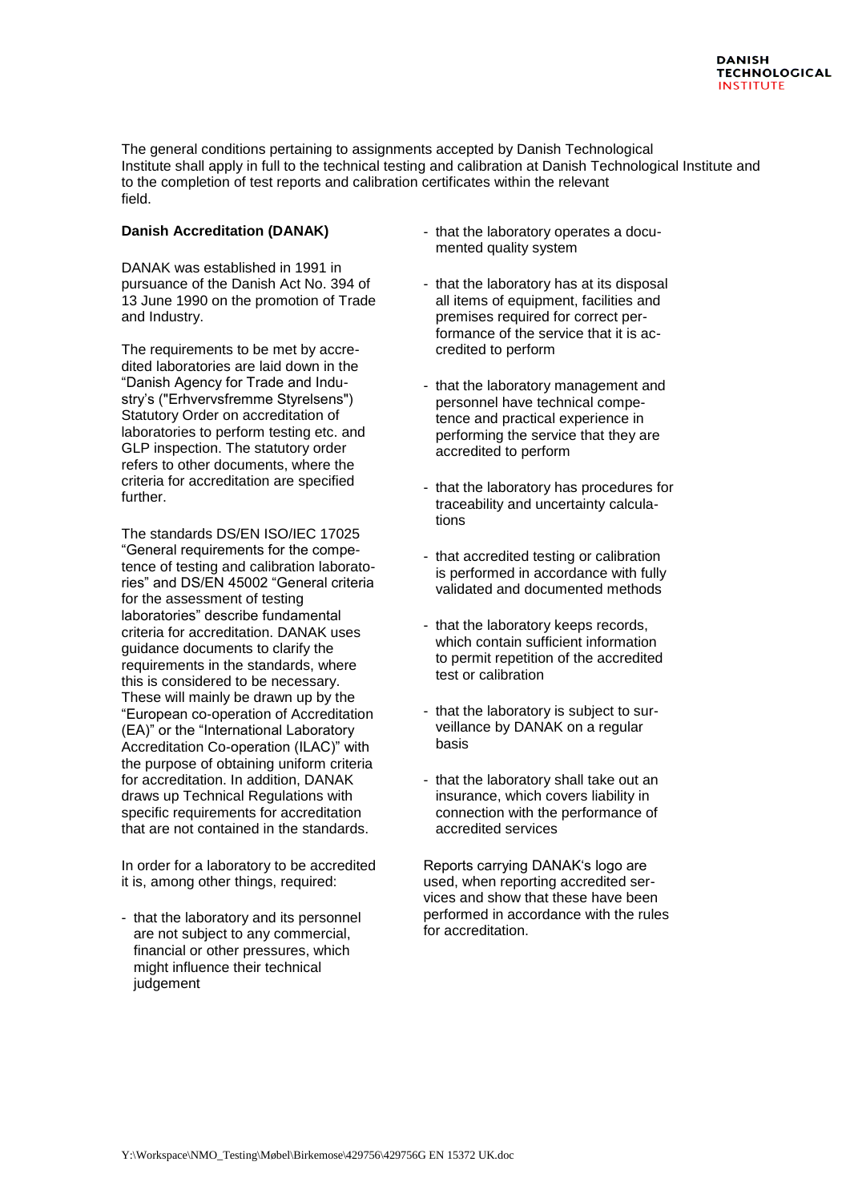The general conditions pertaining to assignments accepted by Danish Technological Institute shall apply in full to the technical testing and calibration at Danish Technological Institute and to the completion of test reports and calibration certificates within the relevant field.

**Danish Accreditation (DANAK)**

DANAK was established in 1991 in pursuance of the Danish Act No. 394 of 13 June 1990 on the promotion of Trade and Industry.

The requirements to be met by accredited laboratories are laid down in the "Danish Agency for Trade and Industry's ("Erhvervsfremme Styrelsens") Statutory Order on accreditation of laboratories to perform testing etc. and GLP inspection. The statutory order refers to other documents, where the criteria for accreditation are specified further.

The standards DS/EN ISO/IEC 17025 "General requirements for the competence of testing and calibration laboratories" and DS/EN 45002 "General criteria for the assessment of testing laboratories" describe fundamental criteria for accreditation. DANAK uses guidance documents to clarify the requirements in the standards, where this is considered to be necessary. These will mainly be drawn up by the "European co-operation of Accreditation (EA)" or the "International Laboratory Accreditation Co-operation (ILAC)" with the purpose of obtaining uniform criteria for accreditation. In addition, DANAK draws up Technical Regulations with specific requirements for accreditation that are not contained in the standards.

In order for a laboratory to be accredited it is, among other things, required:

- that the laboratory and its personnel are not subject to any commercial, financial or other pressures, which might influence their technical judgement
- that the laboratory operates a documented quality system
- that the laboratory has at its disposal all items of equipment, facilities and premises required for correct performance of the service that it is accredited to perform
- that the laboratory management and personnel have technical competence and practical experience in performing the service that they are accredited to perform
- that the laboratory has procedures for traceability and uncertainty calculations
- that accredited testing or calibration is performed in accordance with fully validated and documented methods
- that the laboratory keeps records, which contain sufficient information to permit repetition of the accredited test or calibration
- that the laboratory is subject to surveillance by DANAK on a regular basis
- that the laboratory shall take out an insurance, which covers liability in connection with the performance of accredited services

Reports carrying DANAK's logo are used, when reporting accredited services and show that these have been performed in accordance with the rules for accreditation.